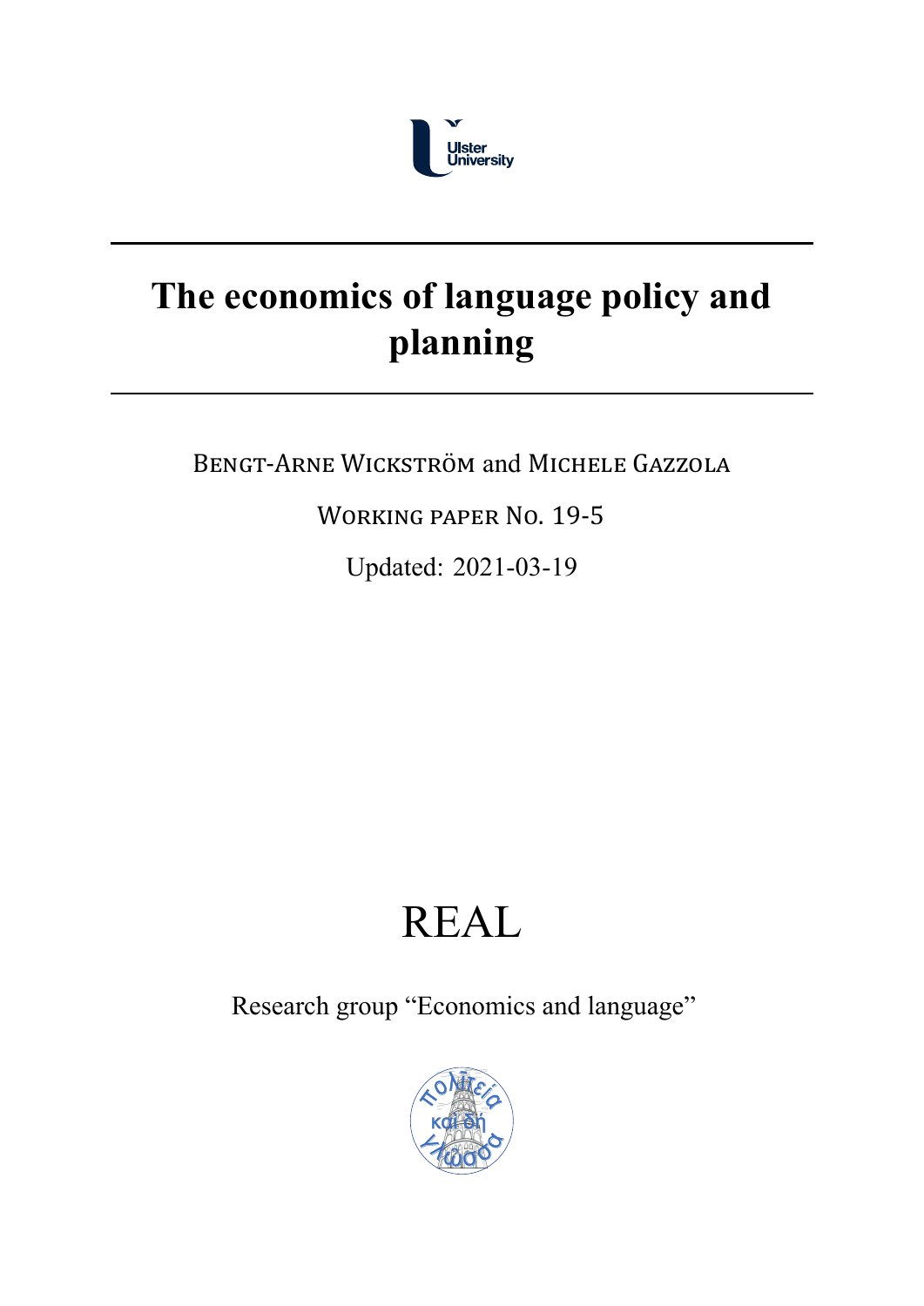Ulster University

# The economics of language policy and planning

Bengt-Arne Wickström and Michele Gazzola

Working paper No. 19-5

Updated: 2021-03-19

REAL

Research group "Economics and language"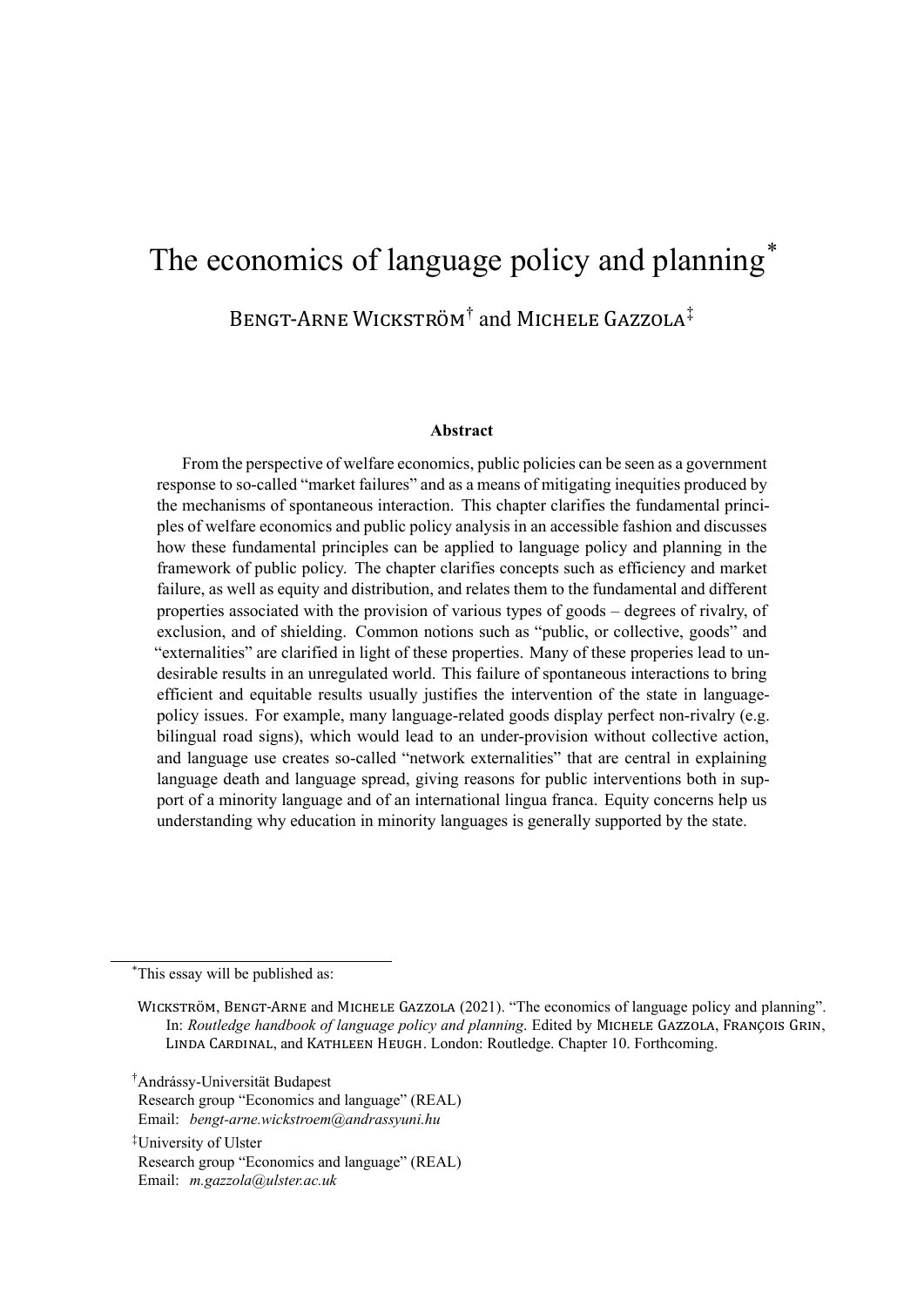# The economics of language policy and planning*

Bengt-Arne Wickström† and Michele Gazzola‡

**Abstract**

From the perspective of welfare economics, public policies can be seen as a government response to so-called "market failures" and as a means of mitigating inequities produced by the mechanisms of spontaneous interaction. This chapter clarifies the fundamental principles of welfare economics and public policy analysis in an accessible fashion and discusses how these fundamental principles can be applied to language policy and planning in the framework of public policy. The chapter clarifies concepts such as efficiency and market failure, as well as equity and distribution, and relates them to the fundamental and different properties associated with the provision of various types of goods – degrees of rivalry, of exclusion, and of shielding. Common notions such as "public, or collective, goods" and "externalities" are clarified in light of these properties. Many of these properies lead to undesirable results in an unregulated world. This failure of spontaneous interactions to bring efficient and equitable results usually justifies the intervention of the state in language-policy issues. For example, many language-related goods display perfect non-rivalry (e.g. bilingual road signs), which would lead to an under-provision without collective action, and language use creates so-called "network externalities" that are central in explaining language death and language spread, giving reasons for public interventions both in support of a minority language and of an international lingua franca. Equity concerns help us understanding why education in minority languages is generally supported by the state.

---

*This essay will be published as:

Wickström, Bengt-Arne and Michele Gazzola (2021). "The economics of language policy and planning". In: *Routledge handbook of language policy and planning*. Edited by Michele Gazzola, François Grin, Linda Cardinal, and Kathleen Heugh. London: Routledge. Chapter 10. Forthcoming.

†Andrássy-Universität Budapest
Research group "Economics and language" (REAL)
Email: *bengt-arne.wickstroem@andrassyuni.hu*

‡University of Ulster
Research group "Economics and language" (REAL)
Email: *m.gazzola@ulster.ac.uk*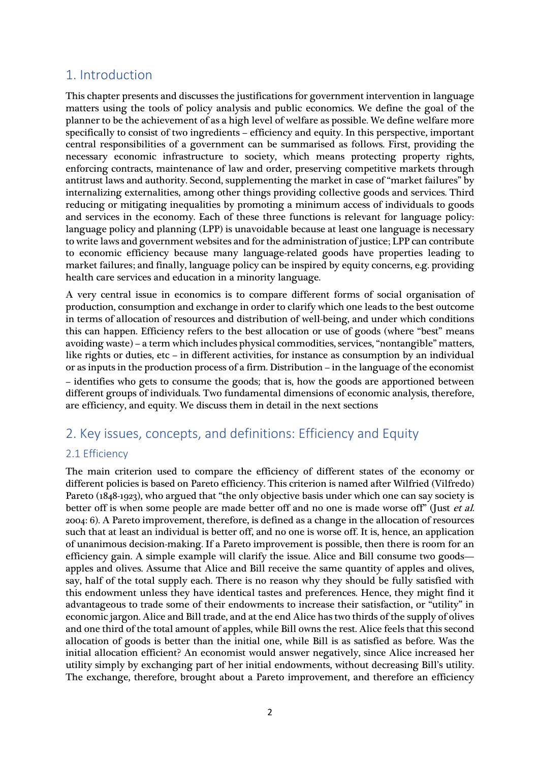# 1. Introduction

This chapter presents and discusses the justifications for government intervention in language matters using the tools of policy analysis and public economics. We define the goal of the planner to be the achievement of as a high level of welfare as possible. We define welfare more specifically to consist of two ingredients – efficiency and equity. In this perspective, important central responsibilities of a government can be summarised as follows. First, providing the necessary economic infrastructure to society, which means protecting property rights, enforcing contracts, maintenance of law and order, preserving competitive markets through antitrust laws and authority. Second, supplementing the market in case of "market failures" by internalizing externalities, among other things providing collective goods and services. Third reducing or mitigating inequalities by promoting a minimum access of individuals to goods and services in the economy. Each of these three functions is relevant for language policy: language policy and planning (LPP) is unavoidable because at least one language is necessary to write laws and government websites and for the administration of justice; LPP can contribute to economic efficiency because many language-related goods have properties leading to market failures; and finally, language policy can be inspired by equity concerns, e.g. providing health care services and education in a minority language.

A very central issue in economics is to compare different forms of social organisation of production, consumption and exchange in order to clarify which one leads to the best outcome in terms of allocation of resources and distribution of well-being, and under which conditions this can happen. Efficiency refers to the best allocation or use of goods (where "best" means avoiding waste) – a term which includes physical commodities, services, "nontangible" matters, like rights or duties, etc – in different activities, for instance as consumption by an individual or as inputs in the production process of a firm. Distribution – in the language of the economist – identifies who gets to consume the goods; that is, how the goods are apportioned between different groups of individuals. Two fundamental dimensions of economic analysis, therefore, are efficiency, and equity. We discuss them in detail in the next sections

# 2. Key issues, concepts, and definitions: Efficiency and Equity

## 2.1 Efficiency

The main criterion used to compare the efficiency of different states of the economy or different policies is based on Pareto efficiency. This criterion is named after Wilfried (Vilfredo) Pareto (1848-1923), who argued that "the only objective basis under which one can say society is better off is when some people are made better off and no one is made worse off" (Just *et al.* 2004: 6). A Pareto improvement, therefore, is defined as a change in the allocation of resources such that at least an individual is better off, and no one is worse off. It is, hence, an application of unanimous decision-making. If a Pareto improvement is possible, then there is room for an efficiency gain. A simple example will clarify the issue. Alice and Bill consume two goods—apples and olives. Assume that Alice and Bill receive the same quantity of apples and olives, say, half of the total supply each. There is no reason why they should be fully satisfied with this endowment unless they have identical tastes and preferences. Hence, they might find it advantageous to trade some of their endowments to increase their satisfaction, or "utility" in economic jargon. Alice and Bill trade, and at the end Alice has two thirds of the supply of olives and one third of the total amount of apples, while Bill owns the rest. Alice feels that this second allocation of goods is better than the initial one, while Bill is as satisfied as before. Was the initial allocation efficient? An economist would answer negatively, since Alice increased her utility simply by exchanging part of her initial endowments, without decreasing Bill's utility. The exchange, therefore, brought about a Pareto improvement, and therefore an efficiency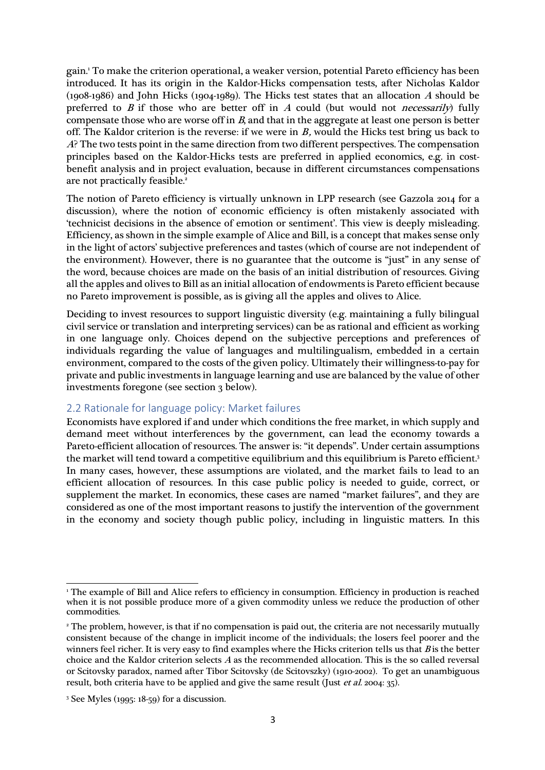gain.[1] To make the criterion operational, a weaker version, potential Pareto efficiency has been introduced. It has its origin in the Kaldor-Hicks compensation tests, after Nicholas Kaldor (1908-1986) and John Hicks (1904-1989). The Hicks test states that an allocation $A$ should be preferred to $B$ if those who are better off in $A$ could (but would not *necessarily*) fully compensate those who are worse off in $B$, and that in the aggregate at least one person is better off. The Kaldor criterion is the reverse: if we were in $B$, would the Hicks test bring us back to $A$? The two tests point in the same direction from two different perspectives. The compensation principles based on the Kaldor-Hicks tests are preferred in applied economics, e.g. in cost-benefit analysis and in project evaluation, because in different circumstances compensations are not practically feasible.[2]

The notion of Pareto efficiency is virtually unknown in LPP research (see Gazzola 2014 for a discussion), where the notion of economic efficiency is often mistakenly associated with 'technicist decisions in the absence of emotion or sentiment'. This view is deeply misleading. Efficiency, as shown in the simple example of Alice and Bill, is a concept that makes sense only in the light of actors' subjective preferences and tastes (which of course are not independent of the environment). However, there is no guarantee that the outcome is "just" in any sense of the word, because choices are made on the basis of an initial distribution of resources. Giving all the apples and olives to Bill as an initial allocation of endowments is Pareto efficient because no Pareto improvement is possible, as is giving all the apples and olives to Alice.

Deciding to invest resources to support linguistic diversity (e.g. maintaining a fully bilingual civil service or translation and interpreting services) can be as rational and efficient as working in one language only. Choices depend on the subjective perceptions and preferences of individuals regarding the value of languages and multilingualism, embedded in a certain environment, compared to the costs of the given policy. Ultimately their willingness-to-pay for private and public investments in language learning and use are balanced by the value of other investments foregone (see section 3 below).

## 2.2 Rationale for language policy: Market failures

Economists have explored if and under which conditions the free market, in which supply and demand meet without interferences by the government, can lead the economy towards a Pareto-efficient allocation of resources. The answer is: "it depends". Under certain assumptions the market will tend toward a competitive equilibrium and this equilibrium is Pareto efficient.[3] In many cases, however, these assumptions are violated, and the market fails to lead to an efficient allocation of resources. In this case public policy is needed to guide, correct, or supplement the market. In economics, these cases are named "market failures", and they are considered as one of the most important reasons to justify the intervention of the government in the economy and society though public policy, including in linguistic matters. In this

---

[1] The example of Bill and Alice refers to efficiency in consumption. Efficiency in production is reached when it is not possible produce more of a given commodity unless we reduce the production of other commodities.

[2] The problem, however, is that if no compensation is paid out, the criteria are not necessarily mutually consistent because of the change in implicit income of the individuals; the losers feel poorer and the winners feel richer. It is very easy to find examples where the Hicks criterion tells us that $B$ is the better choice and the Kaldor criterion selects $A$ as the recommended allocation. This is the so called reversal or Scitovsky paradox, named after Tibor Scitovsky (de Scitovszky) (1910-2002). To get an unambiguous result, both criteria have to be applied and give the same result (Just *et al.* 2004: 35).

[3] See Myles (1995: 18-59) for a discussion.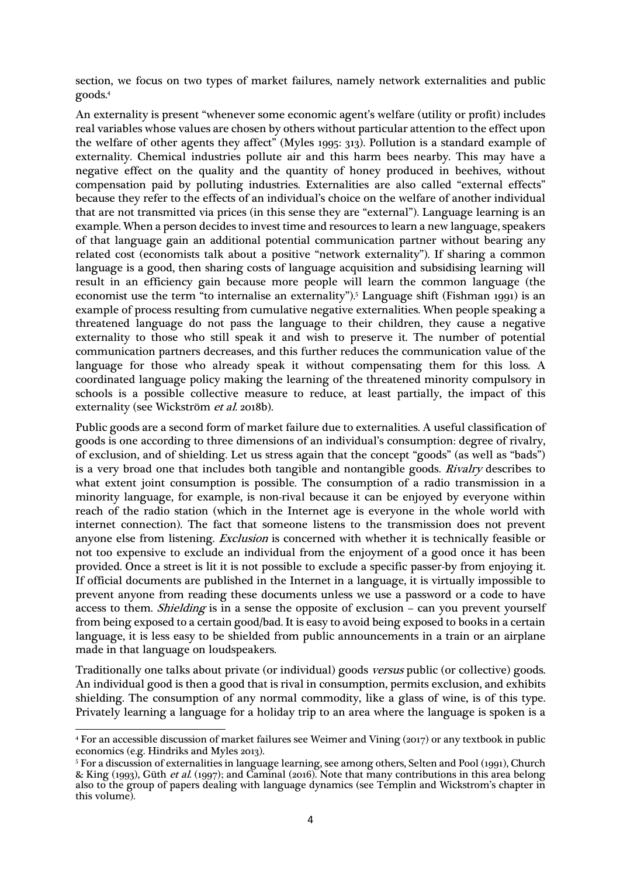section, we focus on two types of market failures, namely network externalities and public goods.[4]

An externality is present "whenever some economic agent's welfare (utility or profit) includes real variables whose values are chosen by others without particular attention to the effect upon the welfare of other agents they affect" (Myles 1995: 313). Pollution is a standard example of externality. Chemical industries pollute air and this harm bees nearby. This may have a negative effect on the quality and the quantity of honey produced in beehives, without compensation paid by polluting industries. Externalities are also called "external effects" because they refer to the effects of an individual's choice on the welfare of another individual that are not transmitted via prices (in this sense they are "external"). Language learning is an example. When a person decides to invest time and resources to learn a new language, speakers of that language gain an additional potential communication partner without bearing any related cost (economists talk about a positive "network externality"). If sharing a common language is a good, then sharing costs of language acquisition and subsidising learning will result in an efficiency gain because more people will learn the common language (the economist use the term "to internalise an externality").[5] Language shift (Fishman 1991) is an example of process resulting from cumulative negative externalities. When people speaking a threatened language do not pass the language to their children, they cause a negative externality to those who still speak it and wish to preserve it. The number of potential communication partners decreases, and this further reduces the communication value of the language for those who already speak it without compensating them for this loss. A coordinated language policy making the learning of the threatened minority compulsory in schools is a possible collective measure to reduce, at least partially, the impact of this externality (see Wickström *et al.* 2018b).

Public goods are a second form of market failure due to externalities. A useful classification of goods is one according to three dimensions of an individual's consumption: degree of rivalry, of exclusion, and of shielding. Let us stress again that the concept "goods" (as well as "bads") is a very broad one that includes both tangible and nontangible goods. *Rivalry* describes to what extent joint consumption is possible. The consumption of a radio transmission in a minority language, for example, is non-rival because it can be enjoyed by everyone within reach of the radio station (which in the Internet age is everyone in the whole world with internet connection). The fact that someone listens to the transmission does not prevent anyone else from listening. *Exclusion* is concerned with whether it is technically feasible or not too expensive to exclude an individual from the enjoyment of a good once it has been provided. Once a street is lit it is not possible to exclude a specific passer-by from enjoying it. If official documents are published in the Internet in a language, it is virtually impossible to prevent anyone from reading these documents unless we use a password or a code to have access to them. *Shielding* is in a sense the opposite of exclusion – can you prevent yourself from being exposed to a certain good/bad. It is easy to avoid being exposed to books in a certain language, it is less easy to be shielded from public announcements in a train or an airplane made in that language on loudspeakers.

Traditionally one talks about private (or individual) goods *versus* public (or collective) goods. An individual good is then a good that is rival in consumption, permits exclusion, and exhibits shielding. The consumption of any normal commodity, like a glass of wine, is of this type. Privately learning a language for a holiday trip to an area where the language is spoken is a

[4] For an accessible discussion of market failures see Weimer and Vining (2017) or any textbook in public economics (e.g. Hindriks and Myles 2013).

[5] For a discussion of externalities in language learning, see among others, Selten and Pool (1991), Church & King (1993), Güth *et al.* (1997); and Caminal (2016). Note that many contributions in this area belong also to the group of papers dealing with language dynamics (see Templin and Wickstrom's chapter in this volume).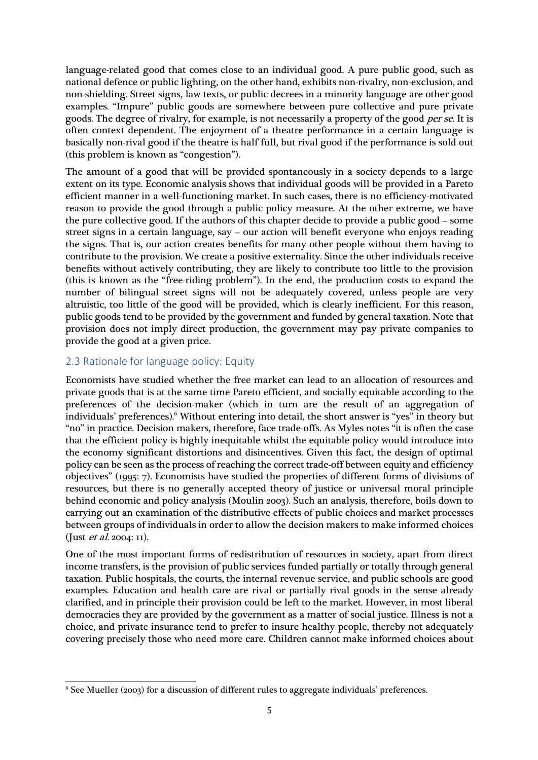language-related good that comes close to an individual good. A pure public good, such as national defence or public lighting, on the other hand, exhibits non-rivalry, non-exclusion, and non-shielding. Street signs, law texts, or public decrees in a minority language are other good examples. "Impure" public goods are somewhere between pure collective and pure private goods. The degree of rivalry, for example, is not necessarily a property of the good *per se*. It is often context dependent. The enjoyment of a theatre performance in a certain language is basically non-rival good if the theatre is half full, but rival good if the performance is sold out (this problem is known as "congestion").

The amount of a good that will be provided spontaneously in a society depends to a large extent on its type. Economic analysis shows that individual goods will be provided in a Pareto efficient manner in a well-functioning market. In such cases, there is no efficiency-motivated reason to provide the good through a public policy measure. At the other extreme, we have the pure collective good. If the authors of this chapter decide to provide a public good – some street signs in a certain language, say – our action will benefit everyone who enjoys reading the signs. That is, our action creates benefits for many other people without them having to contribute to the provision. We create a positive externality. Since the other individuals receive benefits without actively contributing, they are likely to contribute too little to the provision (this is known as the "free-riding problem"). In the end, the production costs to expand the number of bilingual street signs will not be adequately covered, unless people are very altruistic, too little of the good will be provided, which is clearly inefficient. For this reason, public goods tend to be provided by the government and funded by general taxation. Note that provision does not imply direct production, the government may pay private companies to provide the good at a given price.

## 2.3 Rationale for language policy: Equity

Economists have studied whether the free market can lead to an allocation of resources and private goods that is at the same time Pareto efficient, and socially equitable according to the preferences of the decision-maker (which in turn are the result of an aggregation of individuals' preferences).[6] Without entering into detail, the short answer is "yes" in theory but "no" in practice. Decision makers, therefore, face trade-offs. As Myles notes "it is often the case that the efficient policy is highly inequitable whilst the equitable policy would introduce into the economy significant distortions and disincentives. Given this fact, the design of optimal policy can be seen as the process of reaching the correct trade-off between equity and efficiency objectives" (1995: 7). Economists have studied the properties of different forms of divisions of resources, but there is no generally accepted theory of justice or universal moral principle behind economic and policy analysis (Moulin 2003). Such an analysis, therefore, boils down to carrying out an examination of the distributive effects of public choices and market processes between groups of individuals in order to allow the decision makers to make informed choices (Just *et al.* 2004: 11).

One of the most important forms of redistribution of resources in society, apart from direct income transfers, is the provision of public services funded partially or totally through general taxation. Public hospitals, the courts, the internal revenue service, and public schools are good examples. Education and health care are rival or partially rival goods in the sense already clarified, and in principle their provision could be left to the market. However, in most liberal democracies they are provided by the government as a matter of social justice. Illness is not a choice, and private insurance tend to prefer to insure healthy people, thereby not adequately covering precisely those who need more care. Children cannot make informed choices about

[6] See Mueller (2003) for a discussion of different rules to aggregate individuals' preferences.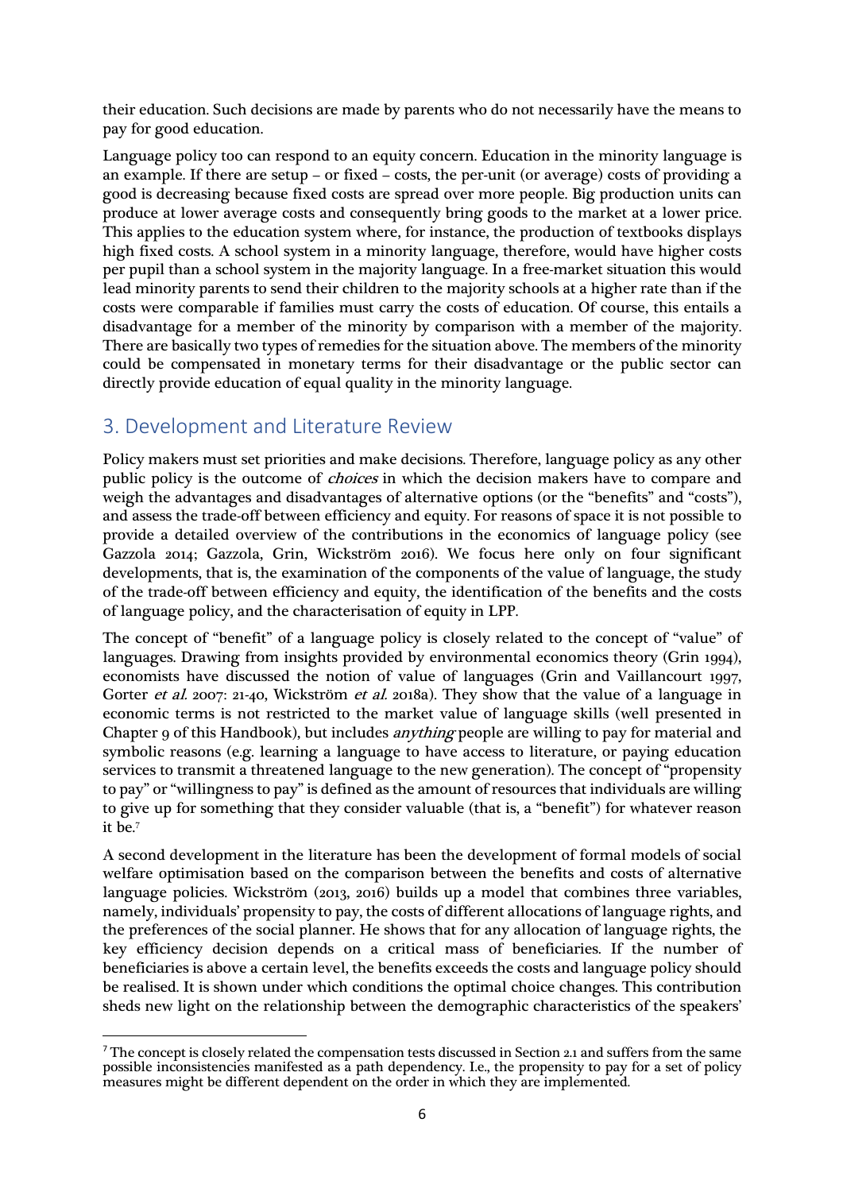their education. Such decisions are made by parents who do not necessarily have the means to pay for good education.

Language policy too can respond to an equity concern. Education in the minority language is an example. If there are setup – or fixed – costs, the per-unit (or average) costs of providing a good is decreasing because fixed costs are spread over more people. Big production units can produce at lower average costs and consequently bring goods to the market at a lower price. This applies to the education system where, for instance, the production of textbooks displays high fixed costs. A school system in a minority language, therefore, would have higher costs per pupil than a school system in the majority language. In a free-market situation this would lead minority parents to send their children to the majority schools at a higher rate than if the costs were comparable if families must carry the costs of education. Of course, this entails a disadvantage for a member of the minority by comparison with a member of the majority. There are basically two types of remedies for the situation above. The members of the minority could be compensated in monetary terms for their disadvantage or the public sector can directly provide education of equal quality in the minority language.

## 3. Development and Literature Review

Policy makers must set priorities and make decisions. Therefore, language policy as any other public policy is the outcome of *choices* in which the decision makers have to compare and weigh the advantages and disadvantages of alternative options (or the "benefits" and "costs"), and assess the trade-off between efficiency and equity. For reasons of space it is not possible to provide a detailed overview of the contributions in the economics of language policy (see Gazzola 2014; Gazzola, Grin, Wickström 2016). We focus here only on four significant developments, that is, the examination of the components of the value of language, the study of the trade-off between efficiency and equity, the identification of the benefits and the costs of language policy, and the characterisation of equity in LPP.

The concept of "benefit" of a language policy is closely related to the concept of "value" of languages. Drawing from insights provided by environmental economics theory (Grin 1994), economists have discussed the notion of value of languages (Grin and Vaillancourt 1997, Gorter *et al.* 2007: 21-40, Wickström *et al.* 2018a). They show that the value of a language in economic terms is not restricted to the market value of language skills (well presented in Chapter 9 of this Handbook), but includes *anything* people are willing to pay for material and symbolic reasons (e.g. learning a language to have access to literature, or paying education services to transmit a threatened language to the new generation). The concept of "propensity to pay" or "willingness to pay" is defined as the amount of resources that individuals are willing to give up for something that they consider valuable (that is, a "benefit") for whatever reason it be.[7]

A second development in the literature has been the development of formal models of social welfare optimisation based on the comparison between the benefits and costs of alternative language policies. Wickström (2013, 2016) builds up a model that combines three variables, namely, individuals' propensity to pay, the costs of different allocations of language rights, and the preferences of the social planner. He shows that for any allocation of language rights, the key efficiency decision depends on a critical mass of beneficiaries. If the number of beneficiaries is above a certain level, the benefits exceeds the costs and language policy should be realised. It is shown under which conditions the optimal choice changes. This contribution sheds new light on the relationship between the demographic characteristics of the speakers'

[7] The concept is closely related the compensation tests discussed in Section 2.1 and suffers from the same possible inconsistencies manifested as a path dependency. I.e., the propensity to pay for a set of policy measures might be different dependent on the order in which they are implemented.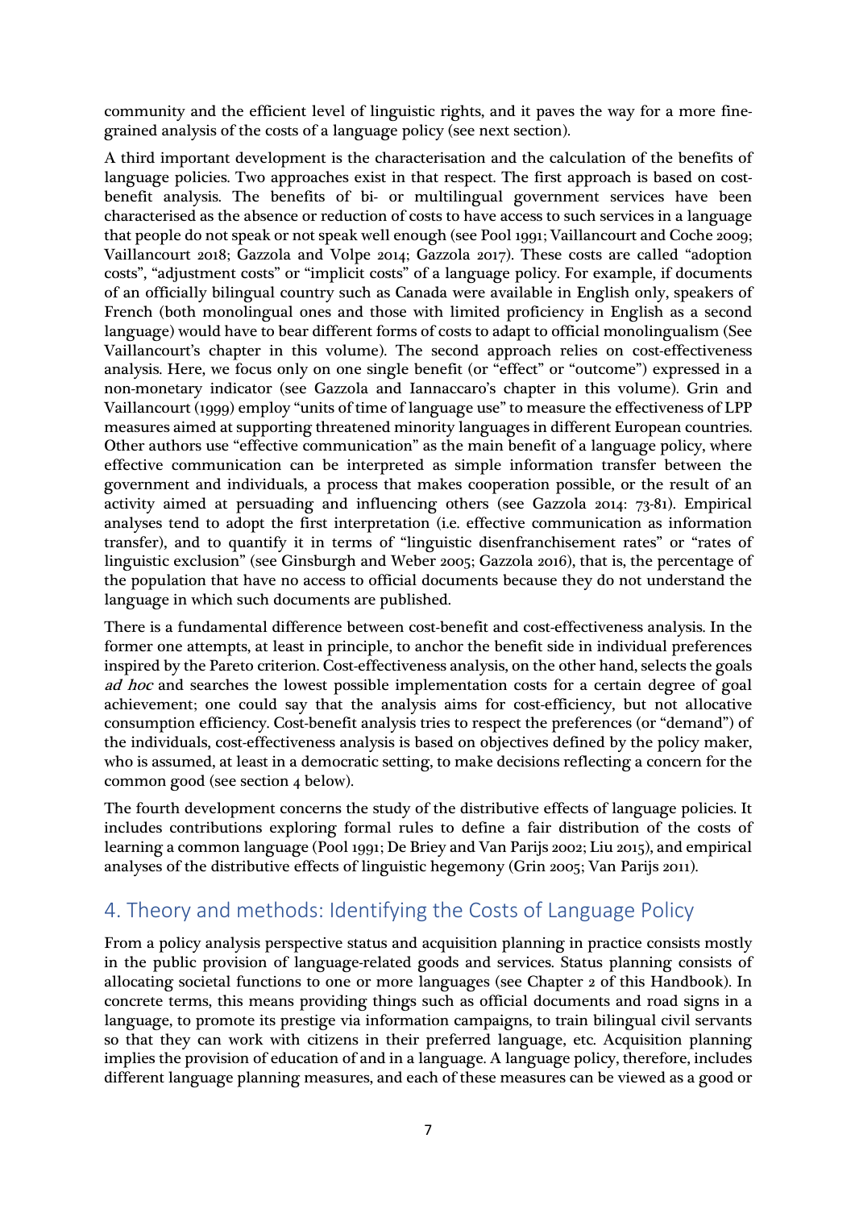community and the efficient level of linguistic rights, and it paves the way for a more fine-grained analysis of the costs of a language policy (see next section).

A third important development is the characterisation and the calculation of the benefits of language policies. Two approaches exist in that respect. The first approach is based on cost-benefit analysis. The benefits of bi- or multilingual government services have been characterised as the absence or reduction of costs to have access to such services in a language that people do not speak or not speak well enough (see Pool 1991; Vaillancourt and Coche 2009; Vaillancourt 2018; Gazzola and Volpe 2014; Gazzola 2017). These costs are called "adoption costs", "adjustment costs" or "implicit costs" of a language policy. For example, if documents of an officially bilingual country such as Canada were available in English only, speakers of French (both monolingual ones and those with limited proficiency in English as a second language) would have to bear different forms of costs to adapt to official monolingualism (See Vaillancourt's chapter in this volume). The second approach relies on cost-effectiveness analysis. Here, we focus only on one single benefit (or "effect" or "outcome") expressed in a non-monetary indicator (see Gazzola and Iannaccaro's chapter in this volume). Grin and Vaillancourt (1999) employ "units of time of language use" to measure the effectiveness of LPP measures aimed at supporting threatened minority languages in different European countries. Other authors use "effective communication" as the main benefit of a language policy, where effective communication can be interpreted as simple information transfer between the government and individuals, a process that makes cooperation possible, or the result of an activity aimed at persuading and influencing others (see Gazzola 2014: 73-81). Empirical analyses tend to adopt the first interpretation (i.e. effective communication as information transfer), and to quantify it in terms of "linguistic disenfranchisement rates" or "rates of linguistic exclusion" (see Ginsburgh and Weber 2005; Gazzola 2016), that is, the percentage of the population that have no access to official documents because they do not understand the language in which such documents are published.

There is a fundamental difference between cost-benefit and cost-effectiveness analysis. In the former one attempts, at least in principle, to anchor the benefit side in individual preferences inspired by the Pareto criterion. Cost-effectiveness analysis, on the other hand, selects the goals *ad hoc* and searches the lowest possible implementation costs for a certain degree of goal achievement; one could say that the analysis aims for cost-efficiency, but not allocative consumption efficiency. Cost-benefit analysis tries to respect the preferences (or "demand") of the individuals, cost-effectiveness analysis is based on objectives defined by the policy maker, who is assumed, at least in a democratic setting, to make decisions reflecting a concern for the common good (see section 4 below).

The fourth development concerns the study of the distributive effects of language policies. It includes contributions exploring formal rules to define a fair distribution of the costs of learning a common language (Pool 1991; De Briey and Van Parijs 2002; Liu 2015), and empirical analyses of the distributive effects of linguistic hegemony (Grin 2005; Van Parijs 2011).

## 4. Theory and methods: Identifying the Costs of Language Policy

From a policy analysis perspective status and acquisition planning in practice consists mostly in the public provision of language-related goods and services. Status planning consists of allocating societal functions to one or more languages (see Chapter 2 of this Handbook). In concrete terms, this means providing things such as official documents and road signs in a language, to promote its prestige via information campaigns, to train bilingual civil servants so that they can work with citizens in their preferred language, etc. Acquisition planning implies the provision of education of and in a language. A language policy, therefore, includes different language planning measures, and each of these measures can be viewed as a good or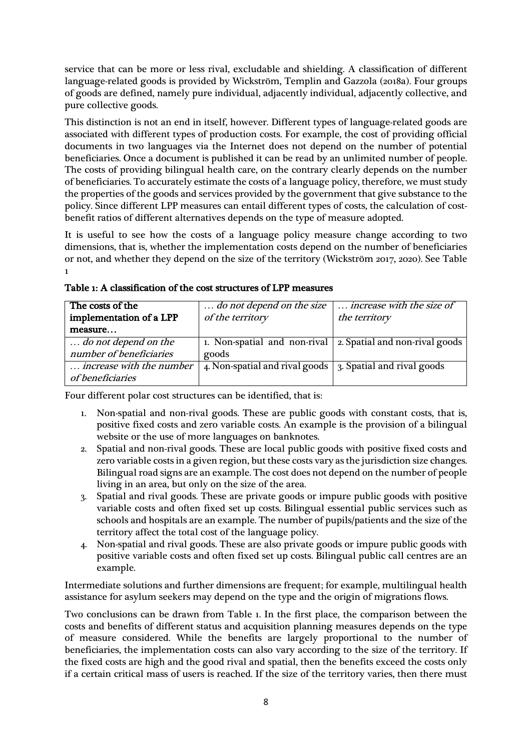service that can be more or less rival, excludable and shielding. A classification of different language-related goods is provided by Wickström, Templin and Gazzola (2018a). Four groups of goods are defined, namely pure individual, adjacently individual, adjacently collective, and pure collective goods.

This distinction is not an end in itself, however. Different types of language-related goods are associated with different types of production costs. For example, the cost of providing official documents in two languages via the Internet does not depend on the number of potential beneficiaries. Once a document is published it can be read by an unlimited number of people. The costs of providing bilingual health care, on the contrary clearly depends on the number of beneficiaries. To accurately estimate the costs of a language policy, therefore, we must study the properties of the goods and services provided by the government that give substance to the policy. Since different LPP measures can entail different types of costs, the calculation of cost-benefit ratios of different alternatives depends on the type of measure adopted.

It is useful to see how the costs of a language policy measure change according to two dimensions, that is, whether the implementation costs depend on the number of beneficiaries or not, and whether they depend on the size of the territory (Wickström 2017, 2020). See Table 1

**Table 1: A classification of the cost structures of LPP measures**

| **The costs of the implementation of a LPP measure…** | *… do not depend on the size of the territory* | *… increase with the size of the territory* |
|---|---|---|
| *… do not depend on the number of beneficiaries* | 1. Non-spatial and non-rival goods | 2. Spatial and non-rival goods |
| *… increase with the number of beneficiaries* | 4. Non-spatial and rival goods | 3. Spatial and rival goods |

Four different polar cost structures can be identified, that is:

1. Non-spatial and non-rival goods. These are public goods with constant costs, that is, positive fixed costs and zero variable costs. An example is the provision of a bilingual website or the use of more languages on banknotes.
2. Spatial and non-rival goods. These are local public goods with positive fixed costs and zero variable costs in a given region, but these costs vary as the jurisdiction size changes. Bilingual road signs are an example. The cost does not depend on the number of people living in an area, but only on the size of the area.
3. Spatial and rival goods. These are private goods or impure public goods with positive variable costs and often fixed set up costs. Bilingual essential public services such as schools and hospitals are an example. The number of pupils/patients and the size of the territory affect the total cost of the language policy.
4. Non-spatial and rival goods. These are also private goods or impure public goods with positive variable costs and often fixed set up costs. Bilingual public call centres are an example.

Intermediate solutions and further dimensions are frequent; for example, multilingual health assistance for asylum seekers may depend on the type and the origin of migrations flows.

Two conclusions can be drawn from Table 1. In the first place, the comparison between the costs and benefits of different status and acquisition planning measures depends on the type of measure considered. While the benefits are largely proportional to the number of beneficiaries, the implementation costs can also vary according to the size of the territory. If the fixed costs are high and the good rival and spatial, then the benefits exceed the costs only if a certain critical mass of users is reached. If the size of the territory varies, then there must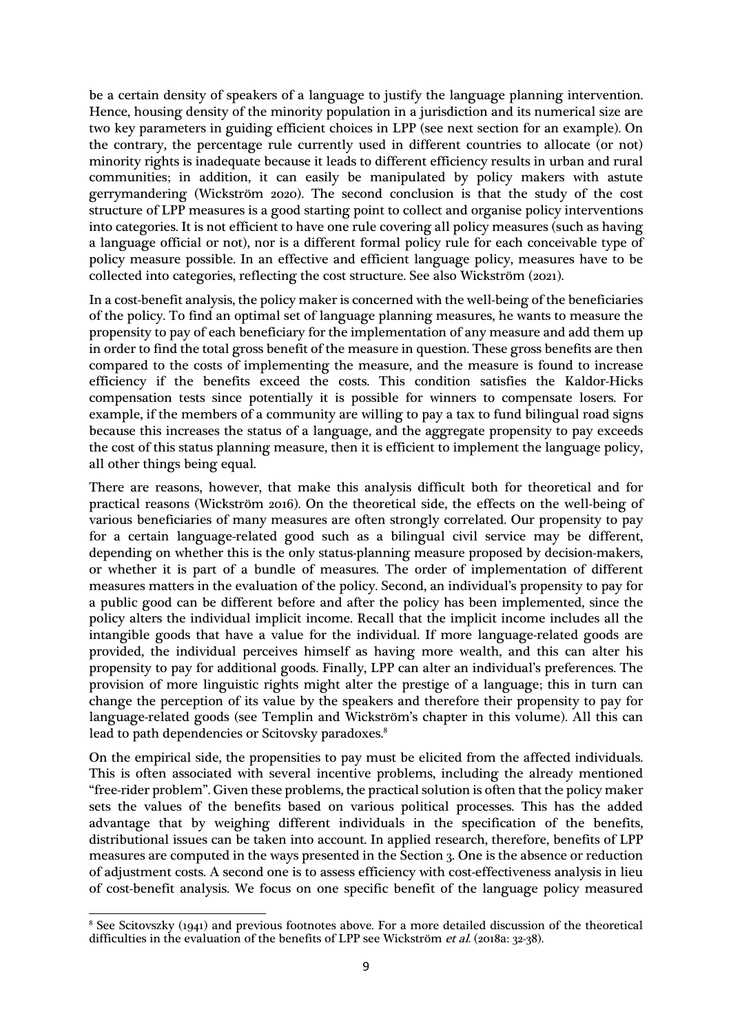be a certain density of speakers of a language to justify the language planning intervention. Hence, housing density of the minority population in a jurisdiction and its numerical size are two key parameters in guiding efficient choices in LPP (see next section for an example). On the contrary, the percentage rule currently used in different countries to allocate (or not) minority rights is inadequate because it leads to different efficiency results in urban and rural communities; in addition, it can easily be manipulated by policy makers with astute gerrymandering (Wickström 2020). The second conclusion is that the study of the cost structure of LPP measures is a good starting point to collect and organise policy interventions into categories. It is not efficient to have one rule covering all policy measures (such as having a language official or not), nor is a different formal policy rule for each conceivable type of policy measure possible. In an effective and efficient language policy, measures have to be collected into categories, reflecting the cost structure. See also Wickström (2021).

In a cost-benefit analysis, the policy maker is concerned with the well-being of the beneficiaries of the policy. To find an optimal set of language planning measures, he wants to measure the propensity to pay of each beneficiary for the implementation of any measure and add them up in order to find the total gross benefit of the measure in question. These gross benefits are then compared to the costs of implementing the measure, and the measure is found to increase efficiency if the benefits exceed the costs. This condition satisfies the Kaldor-Hicks compensation tests since potentially it is possible for winners to compensate losers. For example, if the members of a community are willing to pay a tax to fund bilingual road signs because this increases the status of a language, and the aggregate propensity to pay exceeds the cost of this status planning measure, then it is efficient to implement the language policy, all other things being equal.

There are reasons, however, that make this analysis difficult both for theoretical and for practical reasons (Wickström 2016). On the theoretical side, the effects on the well-being of various beneficiaries of many measures are often strongly correlated. Our propensity to pay for a certain language-related good such as a bilingual civil service may be different, depending on whether this is the only status-planning measure proposed by decision-makers, or whether it is part of a bundle of measures. The order of implementation of different measures matters in the evaluation of the policy. Second, an individual's propensity to pay for a public good can be different before and after the policy has been implemented, since the policy alters the individual implicit income. Recall that the implicit income includes all the intangible goods that have a value for the individual. If more language-related goods are provided, the individual perceives himself as having more wealth, and this can alter his propensity to pay for additional goods. Finally, LPP can alter an individual's preferences. The provision of more linguistic rights might alter the prestige of a language; this in turn can change the perception of its value by the speakers and therefore their propensity to pay for language-related goods (see Templin and Wickström's chapter in this volume). All this can lead to path dependencies or Scitovsky paradoxes.[8]

On the empirical side, the propensities to pay must be elicited from the affected individuals. This is often associated with several incentive problems, including the already mentioned "free-rider problem". Given these problems, the practical solution is often that the policy maker sets the values of the benefits based on various political processes. This has the added advantage that by weighing different individuals in the specification of the benefits, distributional issues can be taken into account. In applied research, therefore, benefits of LPP measures are computed in the ways presented in the Section 3. One is the absence or reduction of adjustment costs. A second one is to assess efficiency with cost-effectiveness analysis in lieu of cost-benefit analysis. We focus on one specific benefit of the language policy measured

---

[8] See Scitovszky (1941) and previous footnotes above. For a more detailed discussion of the theoretical difficulties in the evaluation of the benefits of LPP see Wickström *et al.* (2018a: 32-38).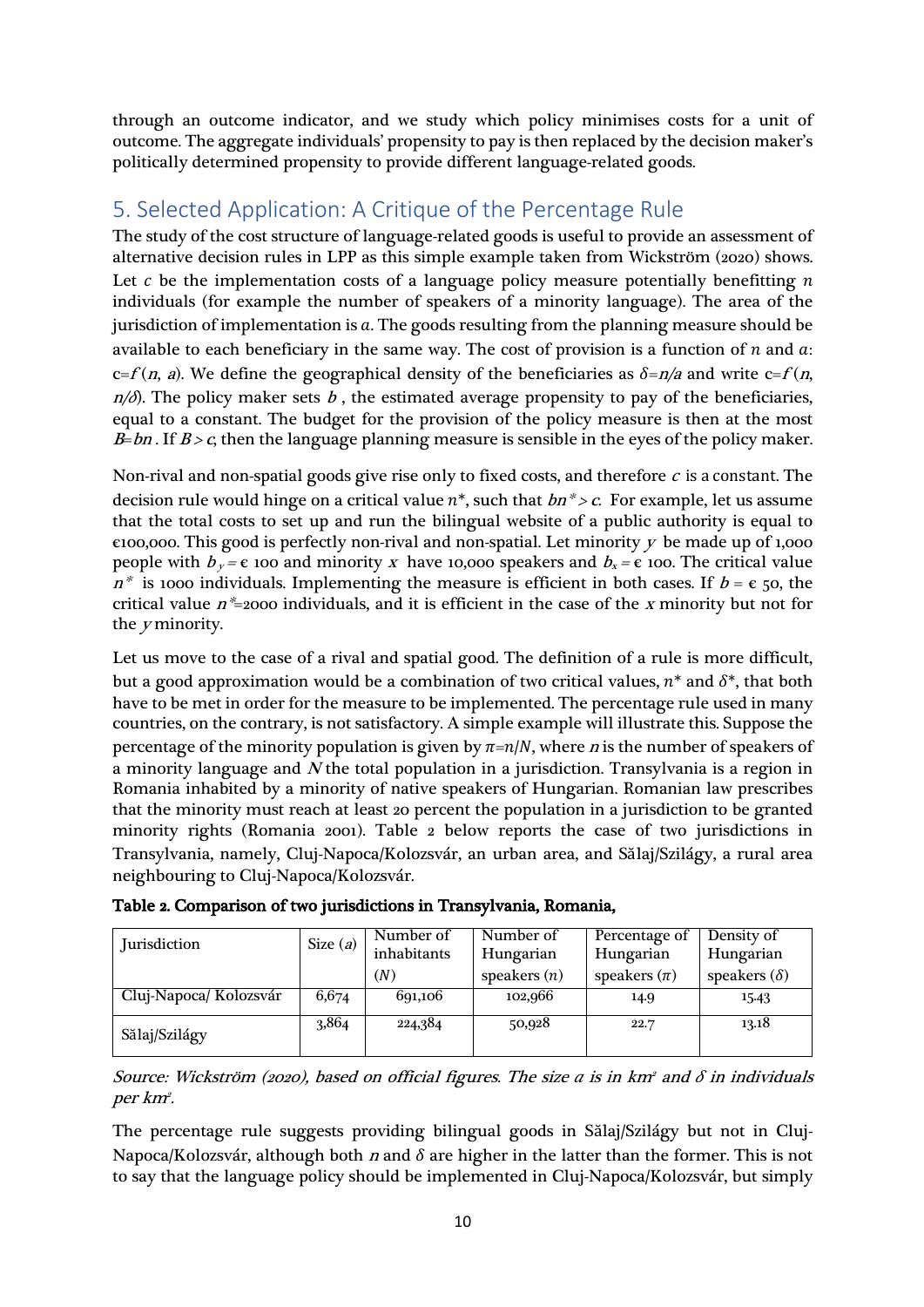through an outcome indicator, and we study which policy minimises costs for a unit of outcome. The aggregate individuals' propensity to pay is then replaced by the decision maker's politically determined propensity to provide different language-related goods.

## 5. Selected Application: A Critique of the Percentage Rule

The study of the cost structure of language-related goods is useful to provide an assessment of alternative decision rules in LPP as this simple example taken from Wickström (2020) shows. Let $c$ be the implementation costs of a language policy measure potentially benefitting $n$ individuals (for example the number of speakers of a minority language). The area of the jurisdiction of implementation is $a$. The goods resulting from the planning measure should be available to each beneficiary in the same way. The cost of provision is a function of $n$ and $a$: $c=f(n, a)$. We define the geographical density of the beneficiaries as $\delta=n/a$ and write $c=f(n, n/\delta)$. The policy maker sets $b$, the estimated average propensity to pay of the beneficiaries, equal to a constant. The budget for the provision of the policy measure is then at the most $B=bn$. If $B>c$, then the language planning measure is sensible in the eyes of the policy maker.

Non-rival and non-spatial goods give rise only to fixed costs, and therefore $c$ is a constant. The decision rule would hinge on a critical value $n^*$, such that $bn^*>c$. For example, let us assume that the total costs to set up and run the bilingual website of a public authority is equal to €100,000. This good is perfectly non-rival and non-spatial. Let minority $y$ be made up of 1,000 people with $b_y$ = € 100 and minority $x$ have 10,000 speakers and $b_x$ = € 100. The critical value $n^*$ is 1000 individuals. Implementing the measure is efficient in both cases. If $b$ = € 50, the critical value $n^*$=2000 individuals, and it is efficient in the case of the $x$ minority but not for the $y$ minority.

Let us move to the case of a rival and spatial good. The definition of a rule is more difficult, but a good approximation would be a combination of two critical values, $n^*$ and $\delta^*$, that both have to be met in order for the measure to be implemented. The percentage rule used in many countries, on the contrary, is not satisfactory. A simple example will illustrate this. Suppose the percentage of the minority population is given by $\pi=n/N$, where $n$ is the number of speakers of a minority language and $N$ the total population in a jurisdiction. Transylvania is a region in Romania inhabited by a minority of native speakers of Hungarian. Romanian law prescribes that the minority must reach at least 20 percent the population in a jurisdiction to be granted minority rights (Romania 2001). Table 2 below reports the case of two jurisdictions in Transylvania, namely, Cluj-Napoca/Kolozsvár, an urban area, and Sălaj/Szilágy, a rural area neighbouring to Cluj-Napoca/Kolozsvár.

**Table 2. Comparison of two jurisdictions in Transylvania, Romania,**

| Jurisdiction | Size ($a$) | Number of inhabitants ($N$) | Number of Hungarian speakers ($n$) | Percentage of Hungarian speakers ($\pi$) | Density of Hungarian speakers ($\delta$) |
|---|---|---|---|---|---|
| Cluj-Napoca/ Kolozsvár | 6,674 | 691,106 | 102,966 | 14.9 | 15.43 |
| Sălaj/Szilágy | 3,864 | 224,384 | 50,928 | 22.7 | 13.18 |

*Source: Wickström (2020), based on official figures. The size $a$ is in km² and $\delta$ in individuals per km².*

The percentage rule suggests providing bilingual goods in Sălaj/Szilágy but not in Cluj-Napoca/Kolozsvár, although both $n$ and $\delta$ are higher in the latter than the former. This is not to say that the language policy should be implemented in Cluj-Napoca/Kolozsvár, but simply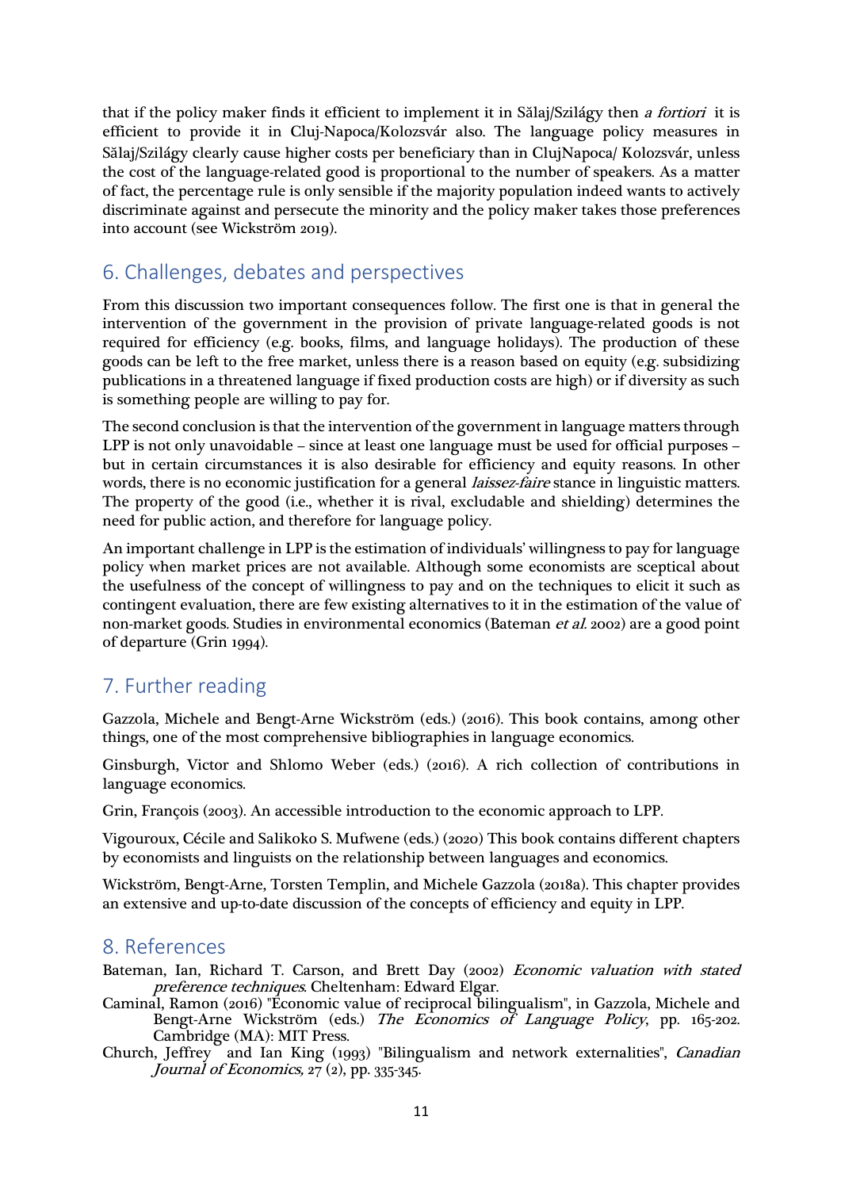that if the policy maker finds it efficient to implement it in Sălaj/Szilágy then *a fortiori* it is efficient to provide it in Cluj-Napoca/Kolozsvár also. The language policy measures in Sălaj/Szilágy clearly cause higher costs per beneficiary than in ClujNapoca/ Kolozsvár, unless the cost of the language-related good is proportional to the number of speakers. As a matter of fact, the percentage rule is only sensible if the majority population indeed wants to actively discriminate against and persecute the minority and the policy maker takes those preferences into account (see Wickström 2019).

## 6. Challenges, debates and perspectives

From this discussion two important consequences follow. The first one is that in general the intervention of the government in the provision of private language-related goods is not required for efficiency (e.g. books, films, and language holidays). The production of these goods can be left to the free market, unless there is a reason based on equity (e.g. subsidizing publications in a threatened language if fixed production costs are high) or if diversity as such is something people are willing to pay for.

The second conclusion is that the intervention of the government in language matters through LPP is not only unavoidable – since at least one language must be used for official purposes – but in certain circumstances it is also desirable for efficiency and equity reasons. In other words, there is no economic justification for a general *laissez-faire* stance in linguistic matters. The property of the good (i.e., whether it is rival, excludable and shielding) determines the need for public action, and therefore for language policy.

An important challenge in LPP is the estimation of individuals' willingness to pay for language policy when market prices are not available. Although some economists are sceptical about the usefulness of the concept of willingness to pay and on the techniques to elicit it such as contingent evaluation, there are few existing alternatives to it in the estimation of the value of non-market goods. Studies in environmental economics (Bateman *et al.* 2002) are a good point of departure (Grin 1994).

## 7. Further reading

Gazzola, Michele and Bengt-Arne Wickström (eds.) (2016). This book contains, among other things, one of the most comprehensive bibliographies in language economics.

Ginsburgh, Victor and Shlomo Weber (eds.) (2016). A rich collection of contributions in language economics.

Grin, François (2003). An accessible introduction to the economic approach to LPP.

Vigouroux, Cécile and Salikoko S. Mufwene (eds.) (2020) This book contains different chapters by economists and linguists on the relationship between languages and economics.

Wickström, Bengt-Arne, Torsten Templin, and Michele Gazzola (2018a). This chapter provides an extensive and up-to-date discussion of the concepts of efficiency and equity in LPP.

## 8. References

Bateman, Ian, Richard T. Carson, and Brett Day (2002) *Economic valuation with stated preference techniques*. Cheltenham: Edward Elgar.

Caminal, Ramon (2016) "Economic value of reciprocal bilingualism", in Gazzola, Michele and Bengt-Arne Wickström (eds.) *The Economics of Language Policy*, pp. 165-202. Cambridge (MA): MIT Press.

Church, Jeffrey and Ian King (1993) "Bilingualism and network externalities", *Canadian Journal of Economics,* 27 (2), pp. 335-345.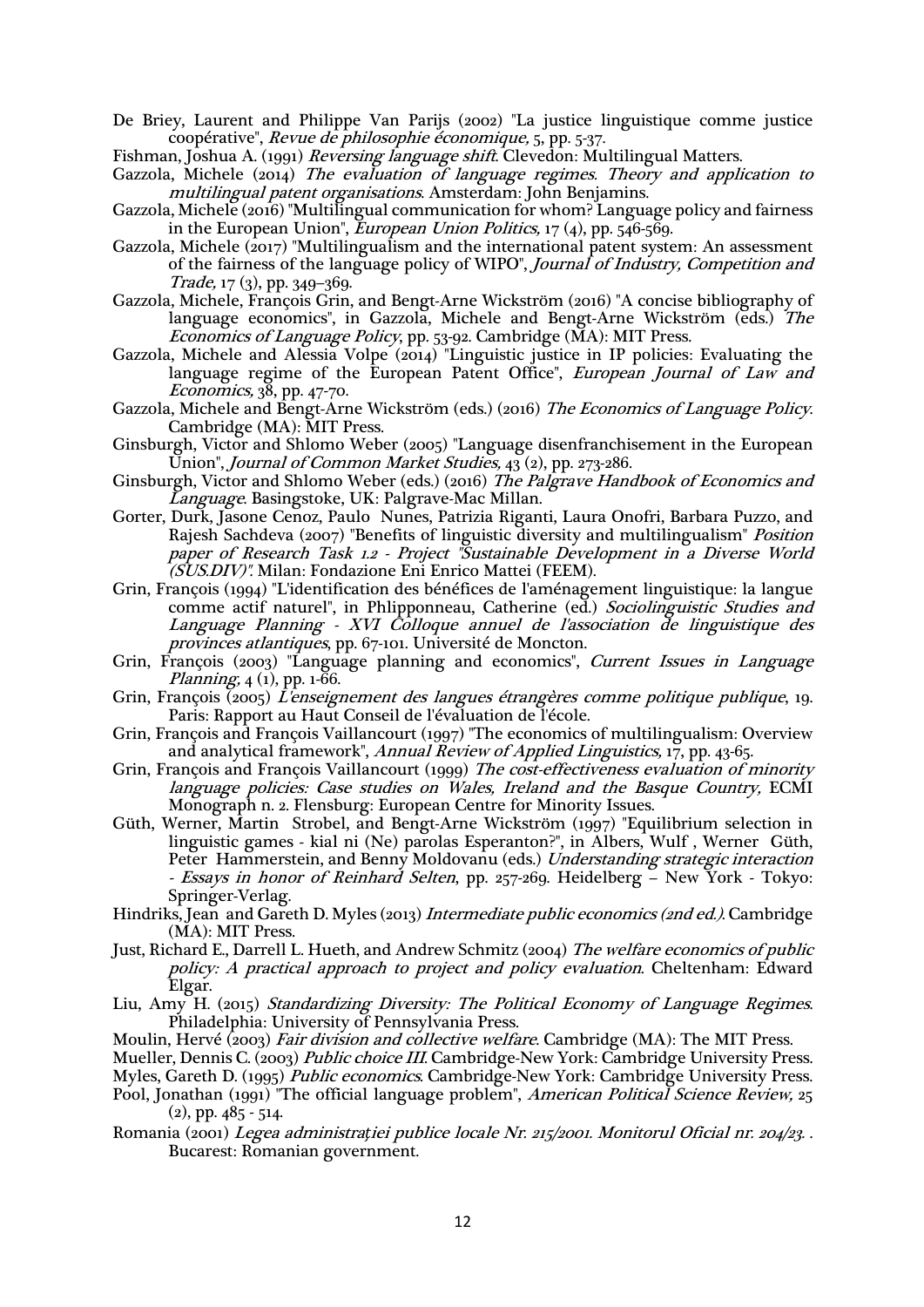De Briey, Laurent and Philippe Van Parijs (2002) "La justice linguistique comme justice coopérative", *Revue de philosophie économique,* 5, pp. 5-37.

Fishman, Joshua A. (1991) *Reversing language shift*. Clevedon: Multilingual Matters.

Gazzola, Michele (2014) *The evaluation of language regimes. Theory and application to multilingual patent organisations*. Amsterdam: John Benjamins.

Gazzola, Michele (2016) "Multilingual communication for whom? Language policy and fairness in the European Union", *European Union Politics,* 17 (4), pp. 546-569.

Gazzola, Michele (2017) "Multilingualism and the international patent system: An assessment of the fairness of the language policy of WIPO", *Journal of Industry, Competition and Trade,* 17 (3), pp. 349–369.

Gazzola, Michele, François Grin, and Bengt-Arne Wickström (2016) "A concise bibliography of language economics", in Gazzola, Michele and Bengt-Arne Wickström (eds.) *The Economics of Language Policy*, pp. 53-92. Cambridge (MA): MIT Press.

Gazzola, Michele and Alessia Volpe (2014) "Linguistic justice in IP policies: Evaluating the language regime of the European Patent Office", *European Journal of Law and Economics,* 38, pp. 47-70.

Gazzola, Michele and Bengt-Arne Wickström (eds.) (2016) *The Economics of Language Policy*. Cambridge (MA): MIT Press.

Ginsburgh, Victor and Shlomo Weber (2005) "Language disenfranchisement in the European Union", *Journal of Common Market Studies,* 43 (2), pp. 273-286.

Ginsburgh, Victor and Shlomo Weber (eds.) (2016) *The Palgrave Handbook of Economics and Language*. Basingstoke, UK: Palgrave-Mac Millan.

Gorter, Durk, Jasone Cenoz, Paulo Nunes, Patrizia Riganti, Laura Onofri, Barbara Puzzo, and Rajesh Sachdeva (2007) "Benefits of linguistic diversity and multilingualism" *Position paper of Research Task 1.2 - Project "Sustainable Development in a Diverse World (SUS.DIV)"*. Milan: Fondazione Eni Enrico Mattei (FEEM).

Grin, François (1994) "L'identification des bénéfices de l'aménagement linguistique: la langue comme actif naturel", in Phlipponneau, Catherine (ed.) *Sociolinguistic Studies and Language Planning - XVI Colloque annuel de l'association de linguistique des provinces atlantiques*, pp. 67-101. Université de Moncton.

Grin, François (2003) "Language planning and economics", *Current Issues in Language Planning,* 4 (1), pp. 1-66.

Grin, François (2005) *L'enseignement des langues étrangères comme politique publique*, 19. Paris: Rapport au Haut Conseil de l'évaluation de l'école.

Grin, François and François Vaillancourt (1997) "The economics of multilingualism: Overview and analytical framework", *Annual Review of Applied Linguistics,* 17, pp. 43-65.

Grin, François and François Vaillancourt (1999) *The cost-effectiveness evaluation of minority language policies: Case studies on Wales, Ireland and the Basque Country,* ECMI Monograph n. 2. Flensburg: European Centre for Minority Issues.

Güth, Werner, Martin Strobel, and Bengt-Arne Wickström (1997) "Equilibrium selection in linguistic games - kial ni (Ne) parolas Esperanton?", in Albers, Wulf , Werner Güth, Peter Hammerstein, and Benny Moldovanu (eds.) *Understanding strategic interaction - Essays in honor of Reinhard Selten*, pp. 257-269. Heidelberg – New York - Tokyo: Springer-Verlag.

Hindriks, Jean and Gareth D. Myles (2013) *Intermediate public economics (2nd ed.)*. Cambridge (MA): MIT Press.

Just, Richard E., Darrell L. Hueth, and Andrew Schmitz (2004) *The welfare economics of public policy: A practical approach to project and policy evaluation*. Cheltenham: Edward Elgar.

Liu, Amy H. (2015) *Standardizing Diversity: The Political Economy of Language Regimes*. Philadelphia: University of Pennsylvania Press.

Moulin, Hervé (2003) *Fair division and collective welfare*. Cambridge (MA): The MIT Press.

Mueller, Dennis C. (2003) *Public choice III*. Cambridge-New York: Cambridge University Press.

Myles, Gareth D. (1995) *Public economics*. Cambridge-New York: Cambridge University Press.

Pool, Jonathan (1991) "The official language problem", *American Political Science Review,* 25 (2), pp. 485 - 514.

Romania (2001) *Legea administrației publice locale Nr. 215/2001. Monitorul Oficial nr. 204/23.* . Bucarest: Romanian government.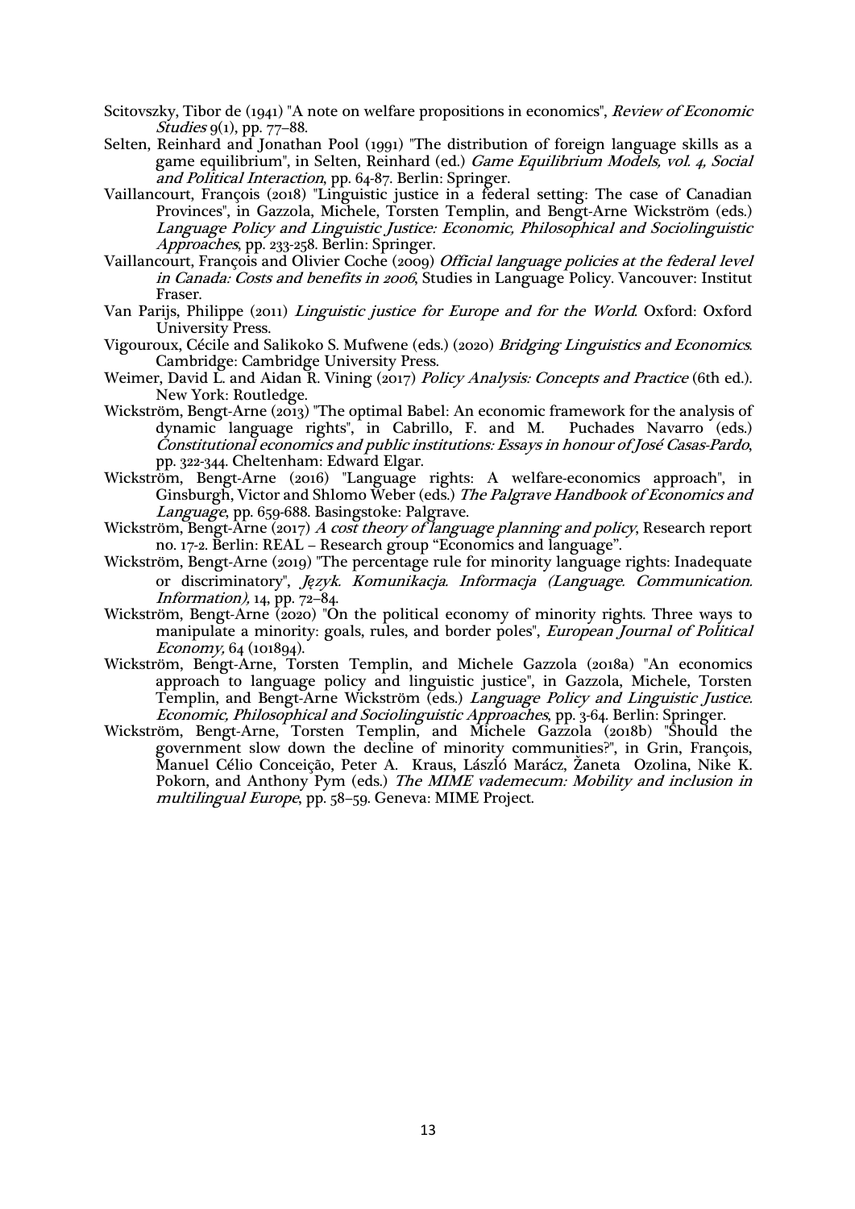Scitovszky, Tibor de (1941) "A note on welfare propositions in economics", *Review of Economic Studies* 9(1), pp. 77–88.

Selten, Reinhard and Jonathan Pool (1991) "The distribution of foreign language skills as a game equilibrium", in Selten, Reinhard (ed.) *Game Equilibrium Models, vol. 4, Social and Political Interaction*, pp. 64-87. Berlin: Springer.

Vaillancourt, François (2018) "Linguistic justice in a federal setting: The case of Canadian Provinces", in Gazzola, Michele, Torsten Templin, and Bengt-Arne Wickström (eds.) *Language Policy and Linguistic Justice: Economic, Philosophical and Sociolinguistic Approaches*, pp. 233-258. Berlin: Springer.

Vaillancourt, François and Olivier Coche (2009) *Official language policies at the federal level in Canada: Costs and benefits in 2006*, Studies in Language Policy. Vancouver: Institut Fraser.

Van Parijs, Philippe (2011) *Linguistic justice for Europe and for the World*. Oxford: Oxford University Press.

Vigouroux, Cécile and Salikoko S. Mufwene (eds.) (2020) *Bridging Linguistics and Economics*. Cambridge: Cambridge University Press.

Weimer, David L. and Aidan R. Vining (2017) *Policy Analysis: Concepts and Practice* (6th ed.). New York: Routledge.

Wickström, Bengt-Arne (2013) "The optimal Babel: An economic framework for the analysis of dynamic language rights", in Cabrillo, F. and M. Puchades Navarro (eds.) *Constitutional economics and public institutions: Essays in honour of José Casas-Pardo*, pp. 322-344. Cheltenham: Edward Elgar.

Wickström, Bengt-Arne (2016) "Language rights: A welfare-economics approach", in Ginsburgh, Victor and Shlomo Weber (eds.) *The Palgrave Handbook of Economics and Language*, pp. 659-688. Basingstoke: Palgrave.

Wickström, Bengt-Arne (2017) *A cost theory of language planning and policy*, Research report no. 17-2. Berlin: REAL – Research group "Economics and language".

Wickström, Bengt-Arne (2019) "The percentage rule for minority language rights: Inadequate or discriminatory", *Język. Komunikacja. Informacja (Language. Communication. Information),* 14, pp. 72–84.

Wickström, Bengt-Arne (2020) "On the political economy of minority rights. Three ways to manipulate a minority: goals, rules, and border poles", *European Journal of Political Economy,* 64 (101894).

Wickström, Bengt-Arne, Torsten Templin, and Michele Gazzola (2018a) "An economics approach to language policy and linguistic justice", in Gazzola, Michele, Torsten Templin, and Bengt-Arne Wickström (eds.) *Language Policy and Linguistic Justice. Economic, Philosophical and Sociolinguistic Approaches*, pp. 3-64. Berlin: Springer.

Wickström, Bengt-Arne, Torsten Templin, and Michele Gazzola (2018b) "Should the government slow down the decline of minority communities?", in Grin, François, Manuel Célio Conceição, Peter A. Kraus, László Marácz, Žaneta Ozolina, Nike K. Pokorn, and Anthony Pym (eds.) *The MIME vademecum: Mobility and inclusion in multilingual Europe*, pp. 58–59. Geneva: MIME Project.